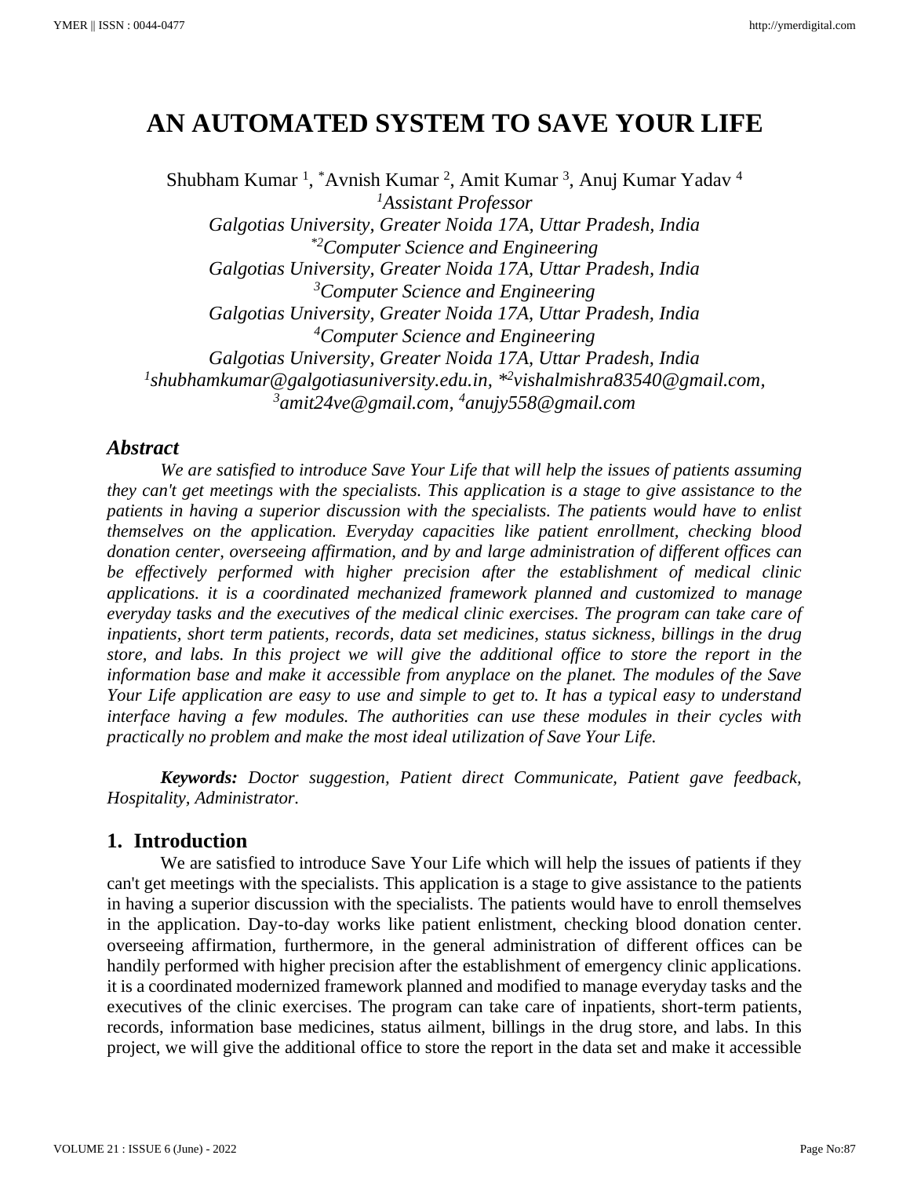# AN AUTOMATED SYSTEM TO SAVE YOUR LIFE

Shubham Kumar [1], *Avnish Kumar [2], Amit Kumar [3], Anuj Kumar Yadav [4]

[1]*Assistant Professor*
*Galgotias University, Greater Noida 17A, Uttar Pradesh, India*
[*2]*Computer Science and Engineering*
*Galgotias University, Greater Noida 17A, Uttar Pradesh, India*
[3]*Computer Science and Engineering*
*Galgotias University, Greater Noida 17A, Uttar Pradesh, India*
[4]*Computer Science and Engineering*
*Galgotias University, Greater Noida 17A, Uttar Pradesh, India*
[1]*shubhamkumar@galgotiasuniversity.edu.in*, *[2]*vishalmishra83540@gmail.com*,
[3]*amit24ve@gmail.com*, [4]*anujy558@gmail.com*

## *Abstract*

*We are satisfied to introduce Save Your Life that will help the issues of patients assuming they can't get meetings with the specialists. This application is a stage to give assistance to the patients in having a superior discussion with the specialists. The patients would have to enlist themselves on the application. Everyday capacities like patient enrollment, checking blood donation center, overseeing affirmation, and by and large administration of different offices can be effectively performed with higher precision after the establishment of medical clinic applications. it is a coordinated mechanized framework planned and customized to manage everyday tasks and the executives of the medical clinic exercises. The program can take care of inpatients, short term patients, records, data set medicines, status sickness, billings in the drug store, and labs. In this project we will give the additional office to store the report in the information base and make it accessible from anyplace on the planet. The modules of the Save Your Life application are easy to use and simple to get to. It has a typical easy to understand interface having a few modules. The authorities can use these modules in their cycles with practically no problem and make the most ideal utilization of Save Your Life.*

***Keywords:*** *Doctor suggestion, Patient direct Communicate, Patient gave feedback, Hospitality, Administrator.*

## 1. Introduction

We are satisfied to introduce Save Your Life which will help the issues of patients if they can't get meetings with the specialists. This application is a stage to give assistance to the patients in having a superior discussion with the specialists. The patients would have to enroll themselves in the application. Day-to-day works like patient enlistment, checking blood donation center. overseeing affirmation, furthermore, in the general administration of different offices can be handily performed with higher precision after the establishment of emergency clinic applications. it is a coordinated modernized framework planned and modified to manage everyday tasks and the executives of the clinic exercises. The program can take care of inpatients, short-term patients, records, information base medicines, status ailment, billings in the drug store, and labs. In this project, we will give the additional office to store the report in the data set and make it accessible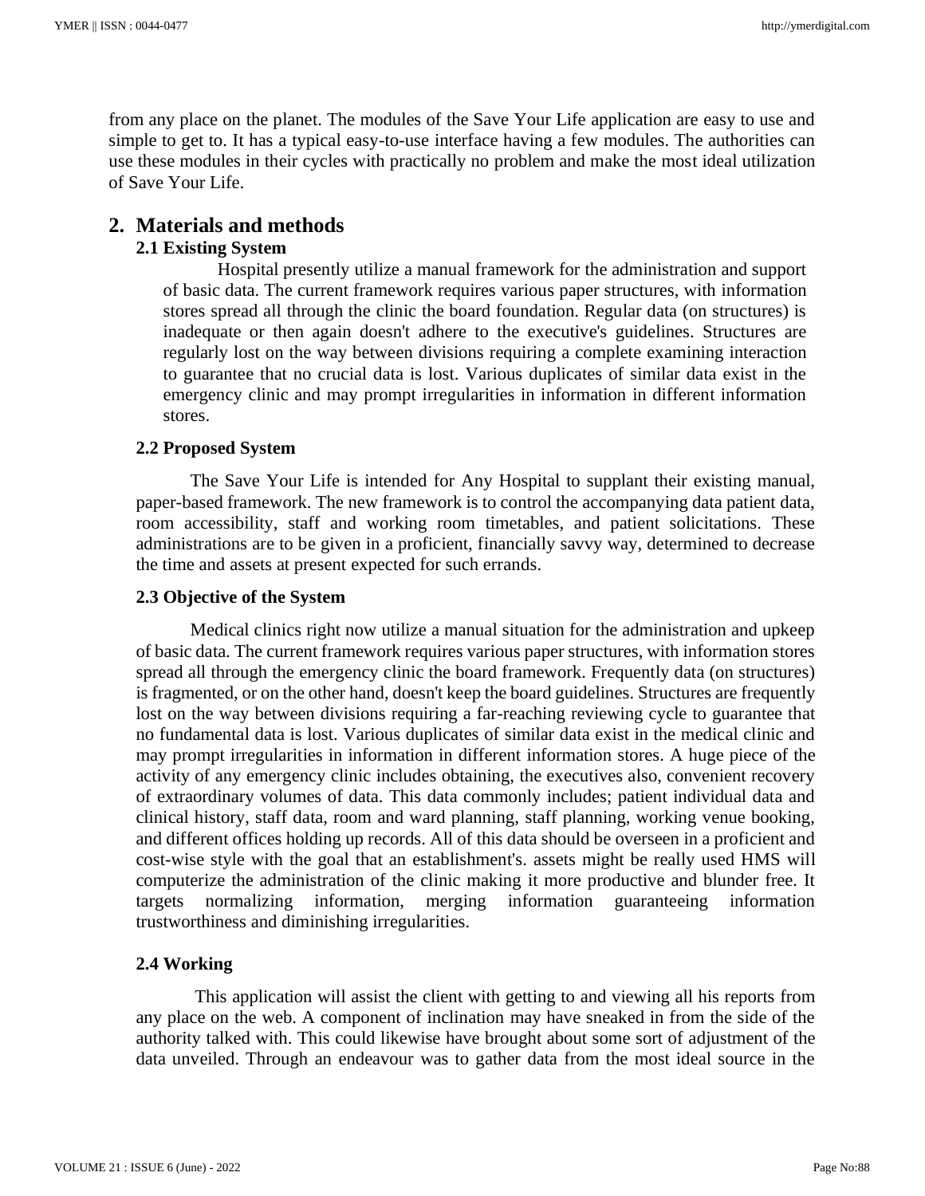from any place on the planet. The modules of the Save Your Life application are easy to use and simple to get to. It has a typical easy-to-use interface having a few modules. The authorities can use these modules in their cycles with practically no problem and make the most ideal utilization of Save Your Life.

## 2. Materials and methods

### 2.1 Existing System

Hospital presently utilize a manual framework for the administration and support of basic data. The current framework requires various paper structures, with information stores spread all through the clinic the board foundation. Regular data (on structures) is inadequate or then again doesn't adhere to the executive's guidelines. Structures are regularly lost on the way between divisions requiring a complete examining interaction to guarantee that no crucial data is lost. Various duplicates of similar data exist in the emergency clinic and may prompt irregularities in information in different information stores.

### 2.2 Proposed System

The Save Your Life is intended for Any Hospital to supplant their existing manual, paper-based framework. The new framework is to control the accompanying data patient data, room accessibility, staff and working room timetables, and patient solicitations. These administrations are to be given in a proficient, financially savvy way, determined to decrease the time and assets at present expected for such errands.

### 2.3 Objective of the System

Medical clinics right now utilize a manual situation for the administration and upkeep of basic data. The current framework requires various paper structures, with information stores spread all through the emergency clinic the board framework. Frequently data (on structures) is fragmented, or on the other hand, doesn't keep the board guidelines. Structures are frequently lost on the way between divisions requiring a far-reaching reviewing cycle to guarantee that no fundamental data is lost. Various duplicates of similar data exist in the medical clinic and may prompt irregularities in information in different information stores. A huge piece of the activity of any emergency clinic includes obtaining, the executives also, convenient recovery of extraordinary volumes of data. This data commonly includes; patient individual data and clinical history, staff data, room and ward planning, staff planning, working venue booking, and different offices holding up records. All of this data should be overseen in a proficient and cost-wise style with the goal that an establishment's. assets might be really used HMS will computerize the administration of the clinic making it more productive and blunder free. It targets normalizing information, merging information guaranteeing information trustworthiness and diminishing irregularities.

### 2.4 Working

This application will assist the client with getting to and viewing all his reports from any place on the web. A component of inclination may have sneaked in from the side of the authority talked with. This could likewise have brought about some sort of adjustment of the data unveiled. Through an endeavour was to gather data from the most ideal source in the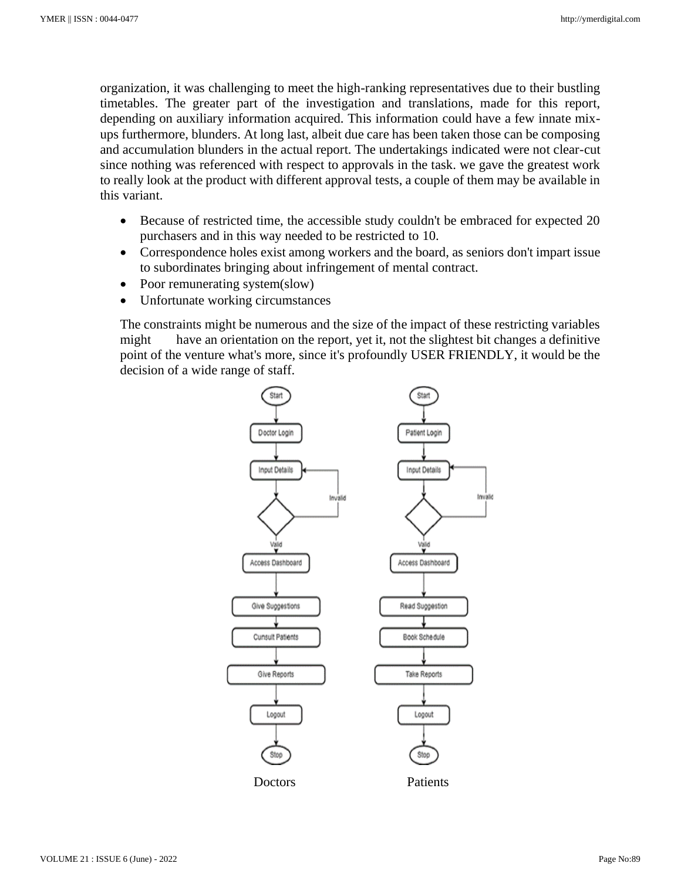organization, it was challenging to meet the high-ranking representatives due to their bustling timetables. The greater part of the investigation and translations, made for this report, depending on auxiliary information acquired. This information could have a few innate mix-ups furthermore, blunders. At long last, albeit due care has been taken those can be composing and accumulation blunders in the actual report. The undertakings indicated were not clear-cut since nothing was referenced with respect to approvals in the task. we gave the greatest work to really look at the product with different approval tests, a couple of them may be available in this variant.

- Because of restricted time, the accessible study couldn't be embraced for expected 20 purchasers and in this way needed to be restricted to 10.
- Correspondence holes exist among workers and the board, as seniors don't impart issue to subordinates bringing about infringement of mental contract.
- Poor remunerating system(slow)
- Unfortunate working circumstances

The constraints might be numerous and the size of the impact of these restricting variables might have an orientation on the report, yet it, not the slightest bit changes a definitive point of the venture what's more, since it's profoundly USER FRIENDLY, it would be the decision of a wide range of staff.

Doctors Patients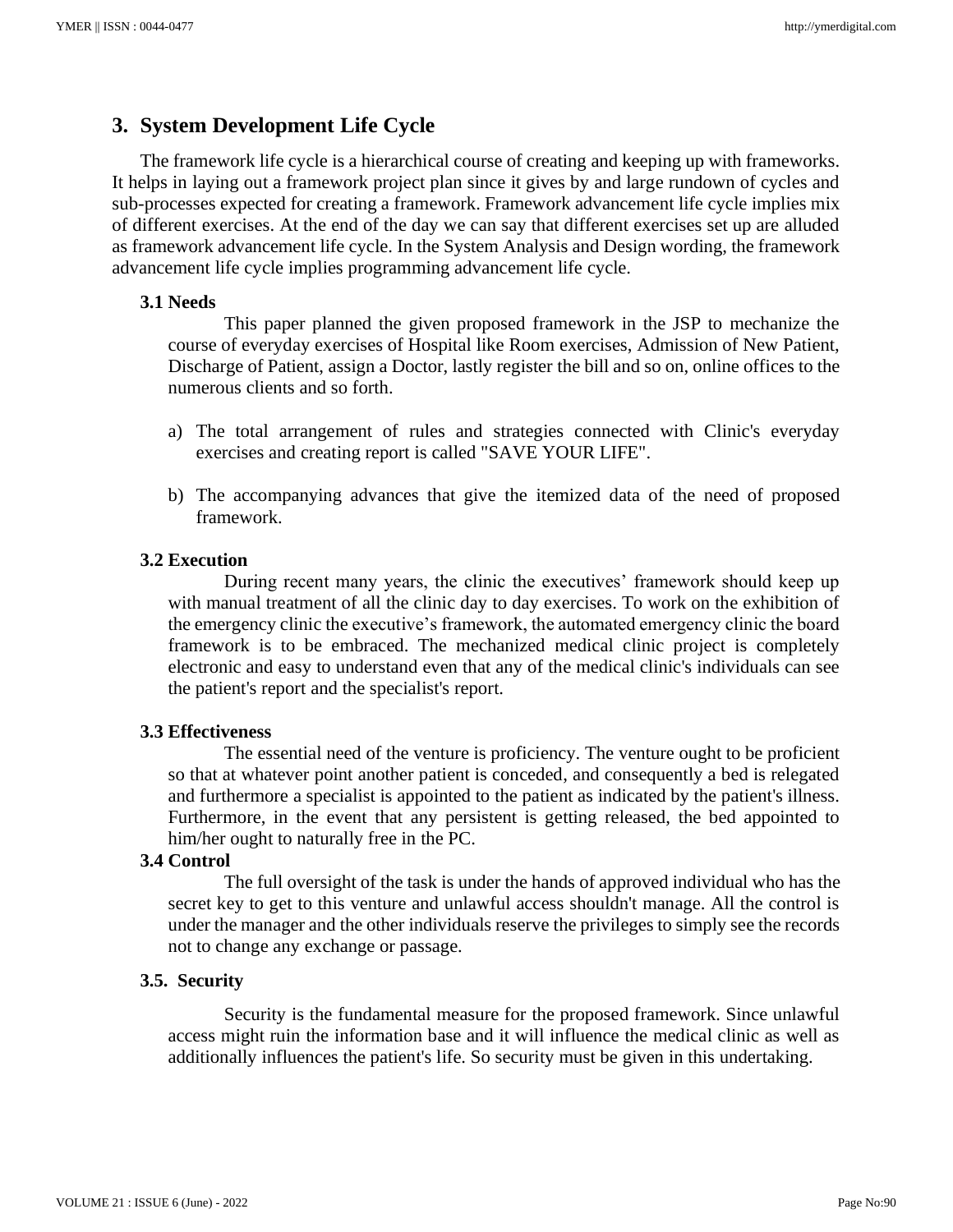## 3. System Development Life Cycle

The framework life cycle is a hierarchical course of creating and keeping up with frameworks. It helps in laying out a framework project plan since it gives by and large rundown of cycles and sub-processes expected for creating a framework. Framework advancement life cycle implies mix of different exercises. At the end of the day we can say that different exercises set up are alluded as framework advancement life cycle. In the System Analysis and Design wording, the framework advancement life cycle implies programming advancement life cycle.

### 3.1 Needs

This paper planned the given proposed framework in the JSP to mechanize the course of everyday exercises of Hospital like Room exercises, Admission of New Patient, Discharge of Patient, assign a Doctor, lastly register the bill and so on, online offices to the numerous clients and so forth.

a) The total arrangement of rules and strategies connected with Clinic's everyday exercises and creating report is called "SAVE YOUR LIFE".

b) The accompanying advances that give the itemized data of the need of proposed framework.

### 3.2 Execution

During recent many years, the clinic the executives' framework should keep up with manual treatment of all the clinic day to day exercises. To work on the exhibition of the emergency clinic the executive's framework, the automated emergency clinic the board framework is to be embraced. The mechanized medical clinic project is completely electronic and easy to understand even that any of the medical clinic's individuals can see the patient's report and the specialist's report.

### 3.3 Effectiveness

The essential need of the venture is proficiency. The venture ought to be proficient so that at whatever point another patient is conceded, and consequently a bed is relegated and furthermore a specialist is appointed to the patient as indicated by the patient's illness. Furthermore, in the event that any persistent is getting released, the bed appointed to him/her ought to naturally free in the PC.

### 3.4 Control

The full oversight of the task is under the hands of approved individual who has the secret key to get to this venture and unlawful access shouldn't manage. All the control is under the manager and the other individuals reserve the privileges to simply see the records not to change any exchange or passage.

### 3.5. Security

Security is the fundamental measure for the proposed framework. Since unlawful access might ruin the information base and it will influence the medical clinic as well as additionally influences the patient's life. So security must be given in this undertaking.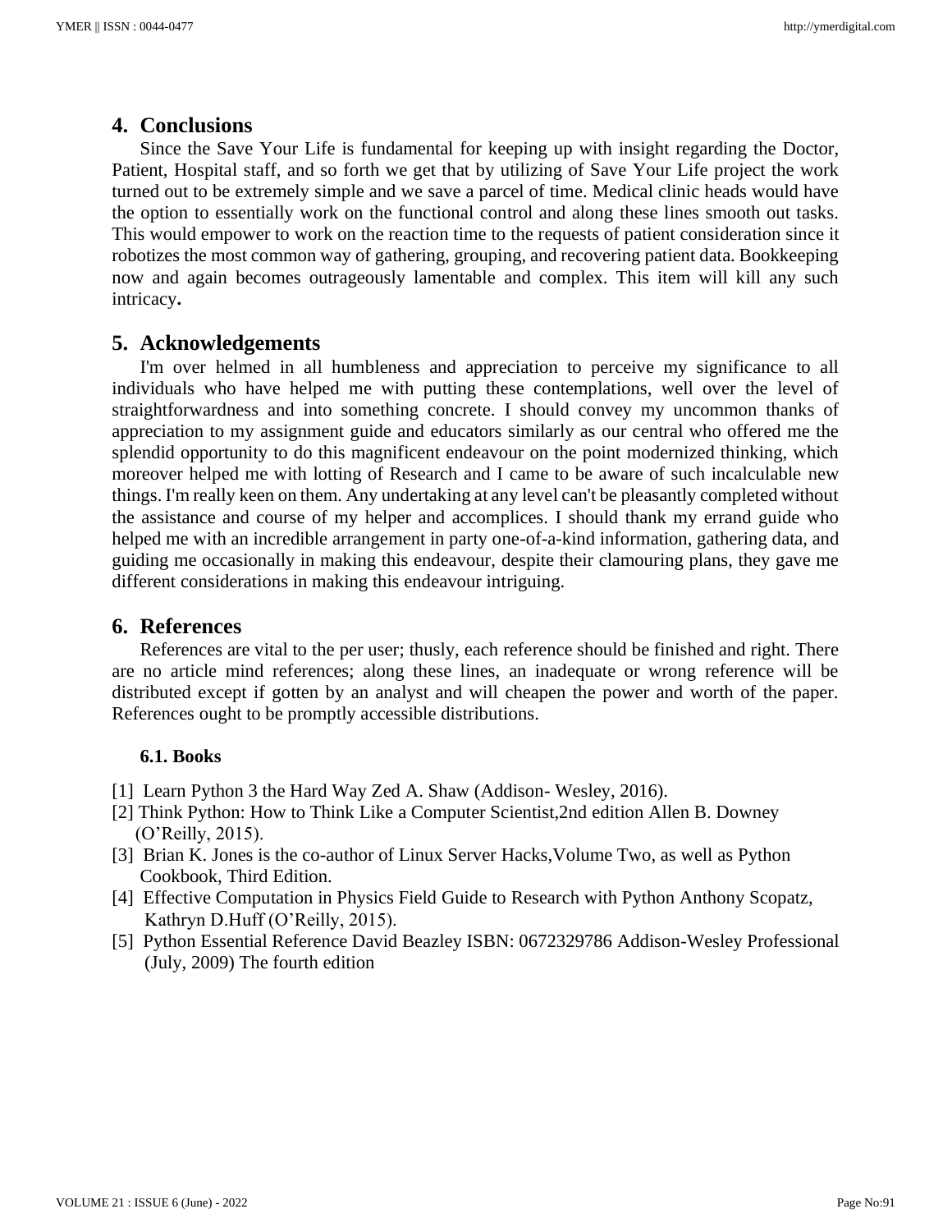## 4. Conclusions

Since the Save Your Life is fundamental for keeping up with insight regarding the Doctor, Patient, Hospital staff, and so forth we get that by utilizing of Save Your Life project the work turned out to be extremely simple and we save a parcel of time. Medical clinic heads would have the option to essentially work on the functional control and along these lines smooth out tasks. This would empower to work on the reaction time to the requests of patient consideration since it robotizes the most common way of gathering, grouping, and recovering patient data. Bookkeeping now and again becomes outrageously lamentable and complex. This item will kill any such intricacy**.**

## 5. Acknowledgements

I'm over helmed in all humbleness and appreciation to perceive my significance to all individuals who have helped me with putting these contemplations, well over the level of straightforwardness and into something concrete. I should convey my uncommon thanks of appreciation to my assignment guide and educators similarly as our central who offered me the splendid opportunity to do this magnificent endeavour on the point modernized thinking, which moreover helped me with lotting of Research and I came to be aware of such incalculable new things. I'm really keen on them. Any undertaking at any level can't be pleasantly completed without the assistance and course of my helper and accomplices. I should thank my errand guide who helped me with an incredible arrangement in party one-of-a-kind information, gathering data, and guiding me occasionally in making this endeavour, despite their clamouring plans, they gave me different considerations in making this endeavour intriguing.

## 6. References

References are vital to the per user; thusly, each reference should be finished and right. There are no article mind references; along these lines, an inadequate or wrong reference will be distributed except if gotten by an analyst and will cheapen the power and worth of the paper. References ought to be promptly accessible distributions.

### 6.1. Books

[1] Learn Python 3 the Hard Way Zed A. Shaw (Addison- Wesley, 2016).

[2] Think Python: How to Think Like a Computer Scientist,2nd edition Allen B. Downey (O'Reilly, 2015).

[3] Brian K. Jones is the co-author of Linux Server Hacks,Volume Two, as well as Python Cookbook, Third Edition.

[4] Effective Computation in Physics Field Guide to Research with Python Anthony Scopatz, Kathryn D.Huff (O'Reilly, 2015).

[5] Python Essential Reference David Beazley ISBN: 0672329786 Addison-Wesley Professional (July, 2009) The fourth edition